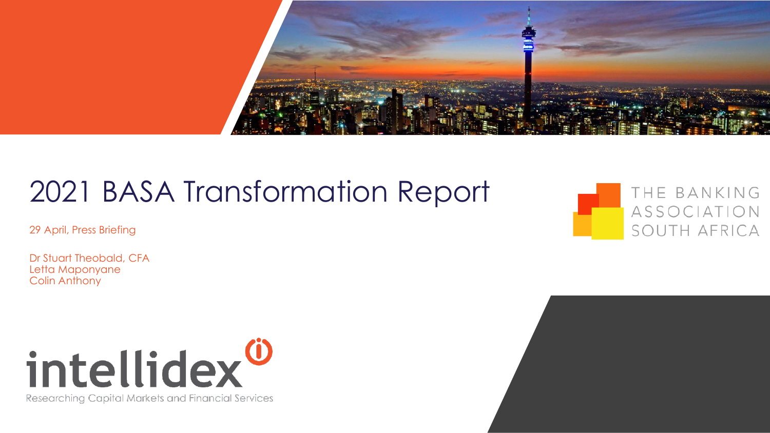# 2021 BASA Transformation Report

29 April, Press Briefing

Dr Stuart Theobald, CFA
Letta Maponyane
Colin Anthony

THE BANKING ASSOCIATION SOUTH AFRICA

intellidex
Researching Capital Markets and Financial Services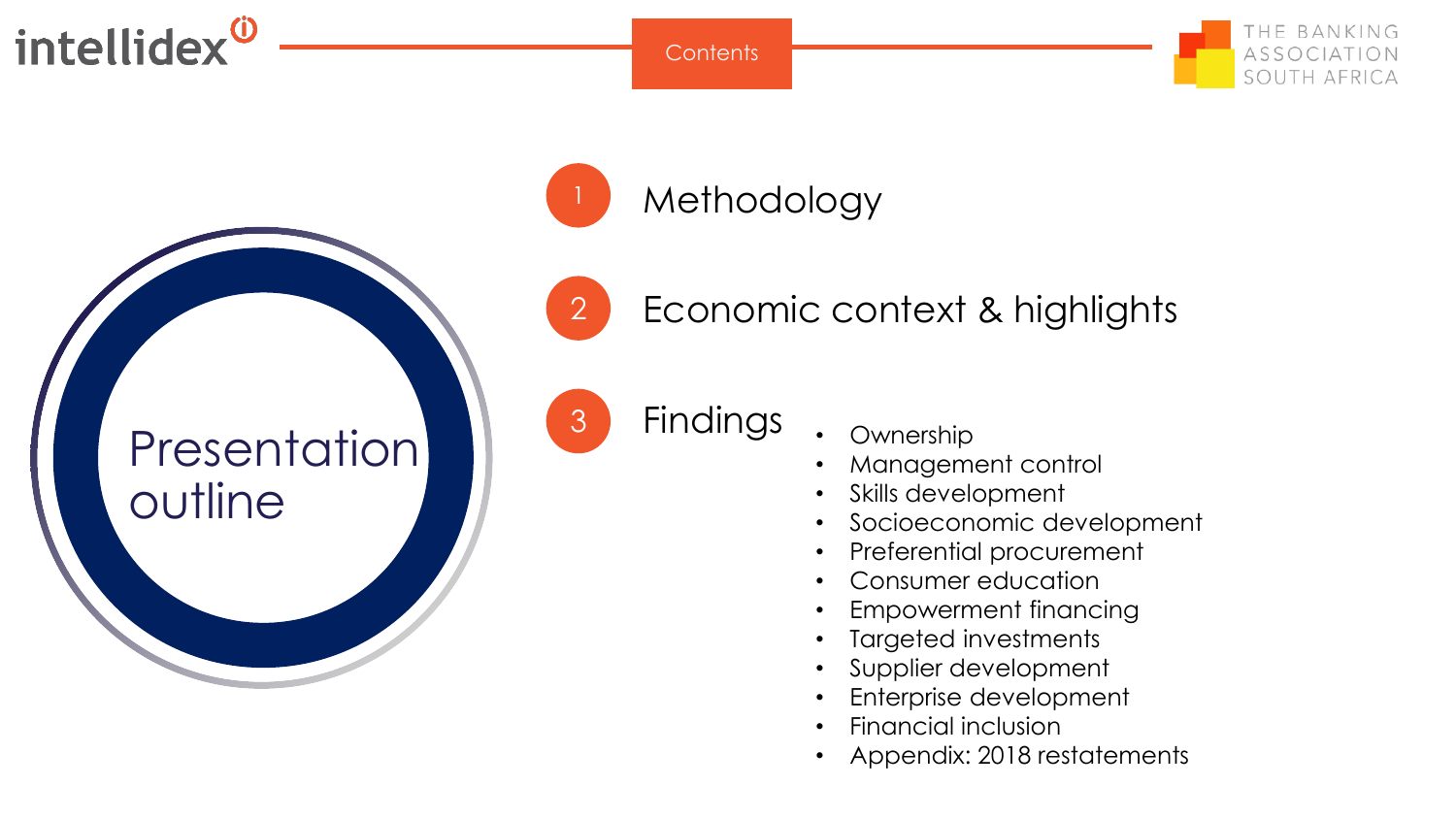# Presentation outline

## Contents

1. Methodology
2. Economic context & highlights
3. Findings
   - Ownership
   - Management control
   - Skills development
   - Socioeconomic development
   - Preferential procurement
   - Consumer education
   - Empowerment financing
   - Targeted investments
   - Supplier development
   - Enterprise development
   - Financial inclusion
   - Appendix: 2018 restatements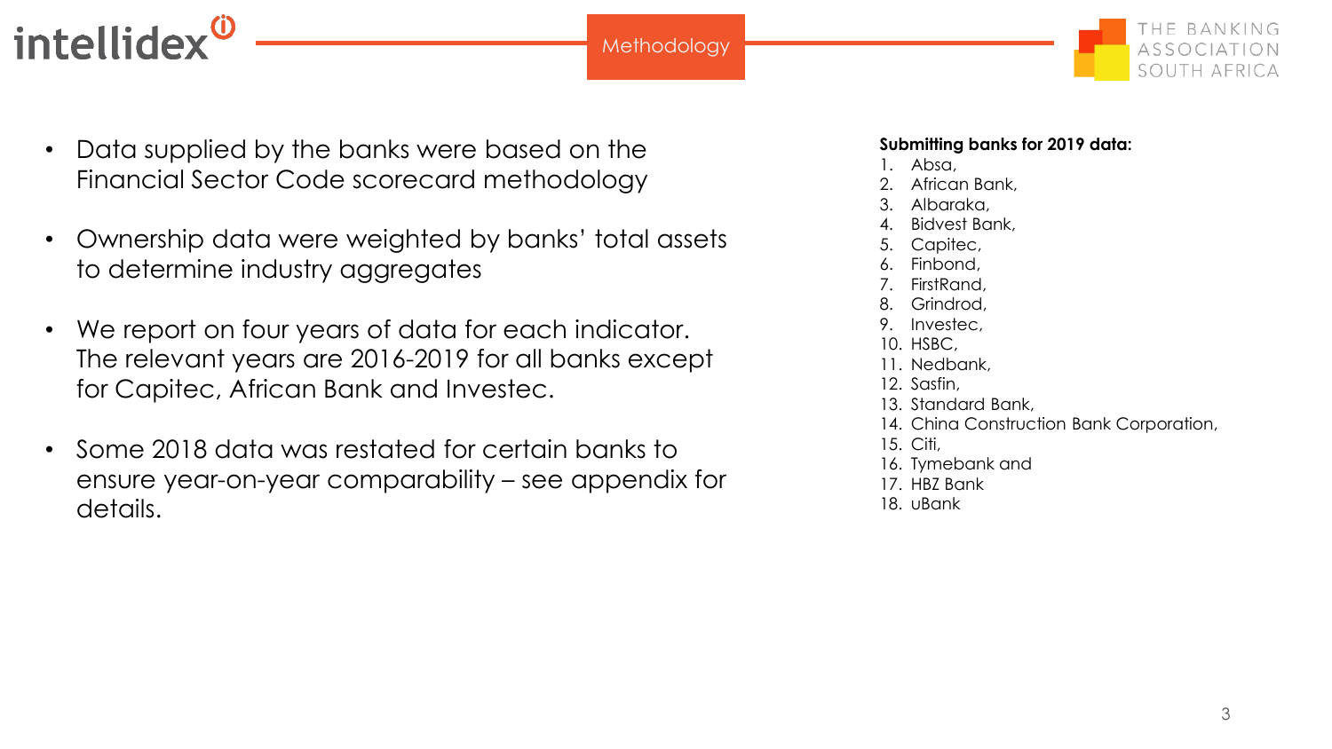## Methodology

- Data supplied by the banks were based on the Financial Sector Code scorecard methodology
- Ownership data were weighted by banks' total assets to determine industry aggregates
- We report on four years of data for each indicator. The relevant years are 2016-2019 for all banks except for Capitec, African Bank and Investec.
- Some 2018 data was restated for certain banks to ensure year-on-year comparability – see appendix for details.

**Submitting banks for 2019 data:**

1. Absa,
2. African Bank,
3. Albaraka,
4. Bidvest Bank,
5. Capitec,
6. Finbond,
7. FirstRand,
8. Grindrod,
9. Investec,
10. HSBC,
11. Nedbank,
12. Sasfin,
13. Standard Bank,
14. China Construction Bank Corporation,
15. Citi,
16. Tymebank and
17. HBZ Bank
18. uBank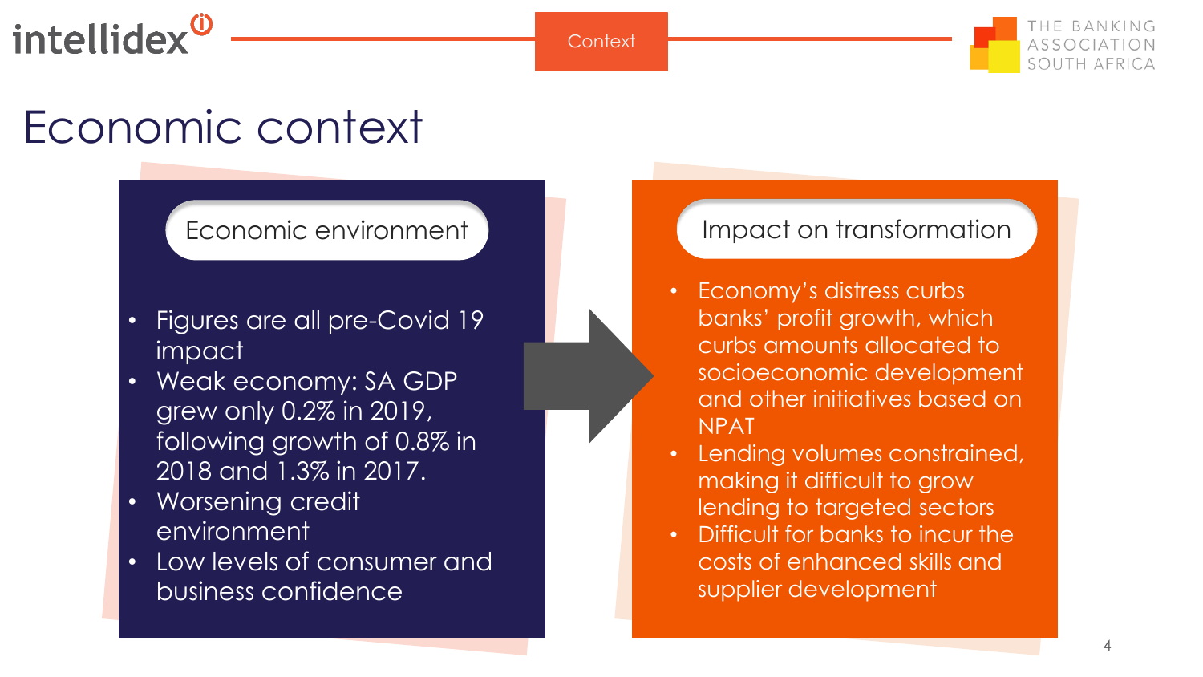# Economic context

## Economic environment

- Figures are all pre-Covid 19 impact
- Weak economy: SA GDP grew only 0.2% in 2019, following growth of 0.8% in 2018 and 1.3% in 2017.
- Worsening credit environment
- Low levels of consumer and business confidence

## Impact on transformation

- Economy's distress curbs banks' profit growth, which curbs amounts allocated to socioeconomic development and other initiatives based on NPAT
- Lending volumes constrained, making it difficult to grow lending to targeted sectors
- Difficult for banks to incur the costs of enhanced skills and supplier development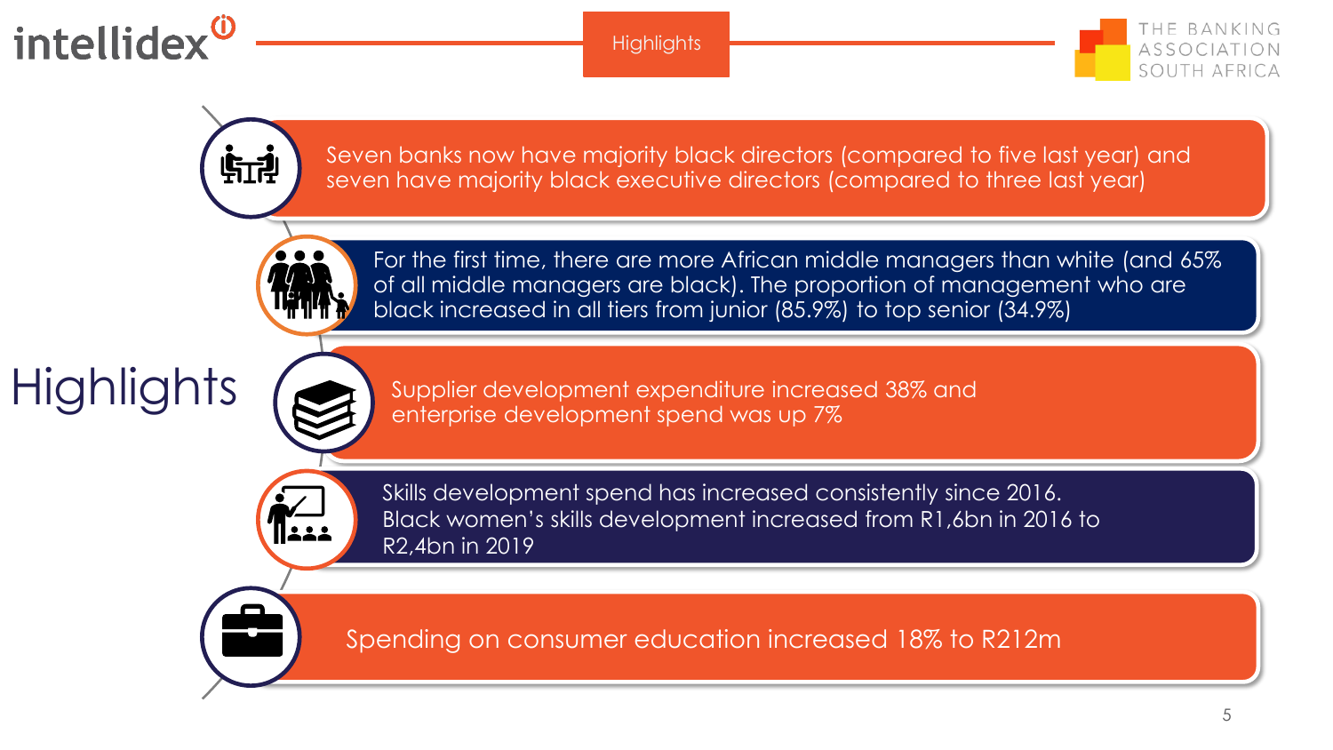# Highlights

- Seven banks now have majority black directors (compared to five last year) and seven have majority black executive directors (compared to three last year)
- For the first time, there are more African middle managers than white (and 65% of all middle managers are black). The proportion of management who are black increased in all tiers from junior (85.9%) to top senior (34.9%)
- Supplier development expenditure increased 38% and enterprise development spend was up 7%
- Skills development spend has increased consistently since 2016. Black women's skills development increased from R1,6bn in 2016 to R2,4bn in 2019
- Spending on consumer education increased 18% to R212m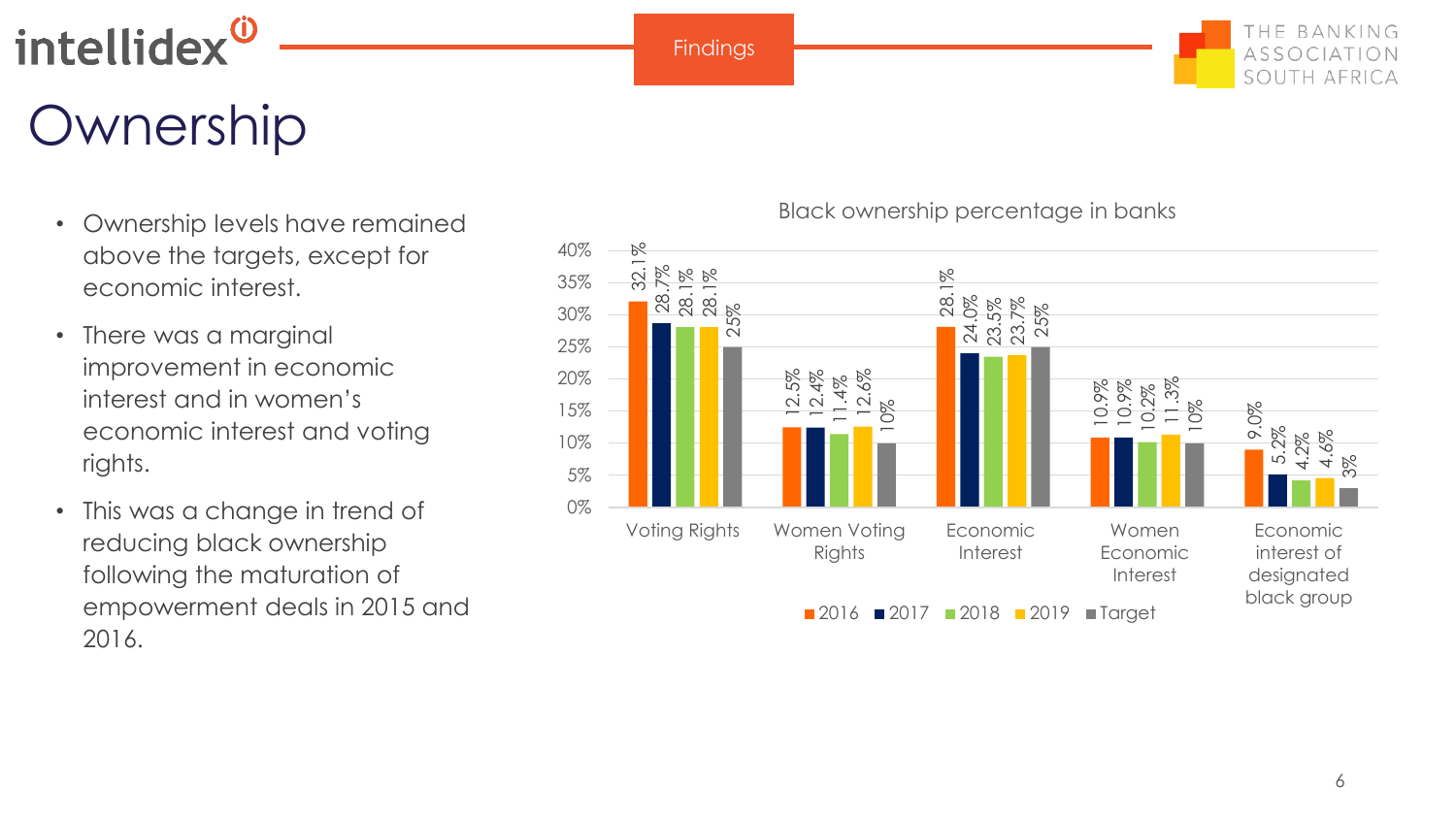# Ownership

- Ownership levels have remained above the targets, except for economic interest.
- There was a marginal improvement in economic interest and in women's economic interest and voting rights.
- This was a change in trend of reducing black ownership following the maturation of empowerment deals in 2015 and 2016.

Black ownership percentage in banks

40%
35%
30%
25%
20%
15%
10%
5%
0%

Voting Rights: 32.1% 28.7% 28.1% 28.1% 25%

Women Voting Rights: 12.5% 12.4% 11.4% 12.6% 10%

Economic Interest: 28.1% 24.0% 23.5% 23.7% 25%

Women Economic Interest: 10.9% 10.9% 10.2% 11.3% 10%

Economic interest of designated black group: 9.0% 5.2% 4.2% 4.6% 3%

2016 2017 2018 2019 Target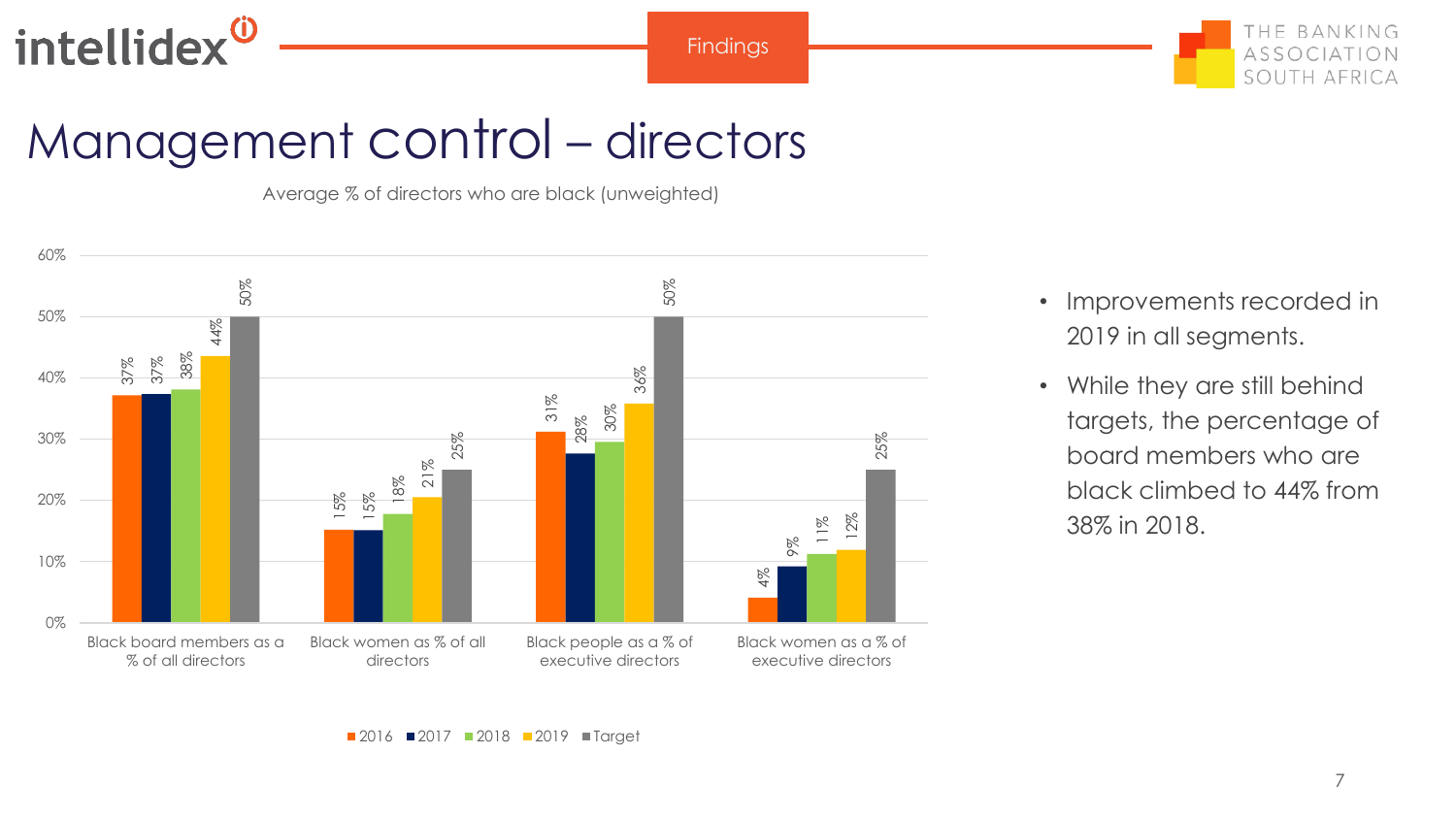Findings

# Management control – directors

Average % of directors who are black (unweighted)

60%
50%
40%
30%
20%
10%
0%

Black board members as a % of all directors: 37% 37% 38% 44% 50%

Black women as % of all directors: 15% 15% 18% 21% 25%

Black people as a % of executive directors: 31% 28% 30% 36% 50%

Black women as a % of executive directors: 4% 9% 11% 12% 25%

2016 2017 2018 2019 Target

- Improvements recorded in 2019 in all segments.
- While they are still behind targets, the percentage of board members who are black climbed to 44% from 38% in 2018.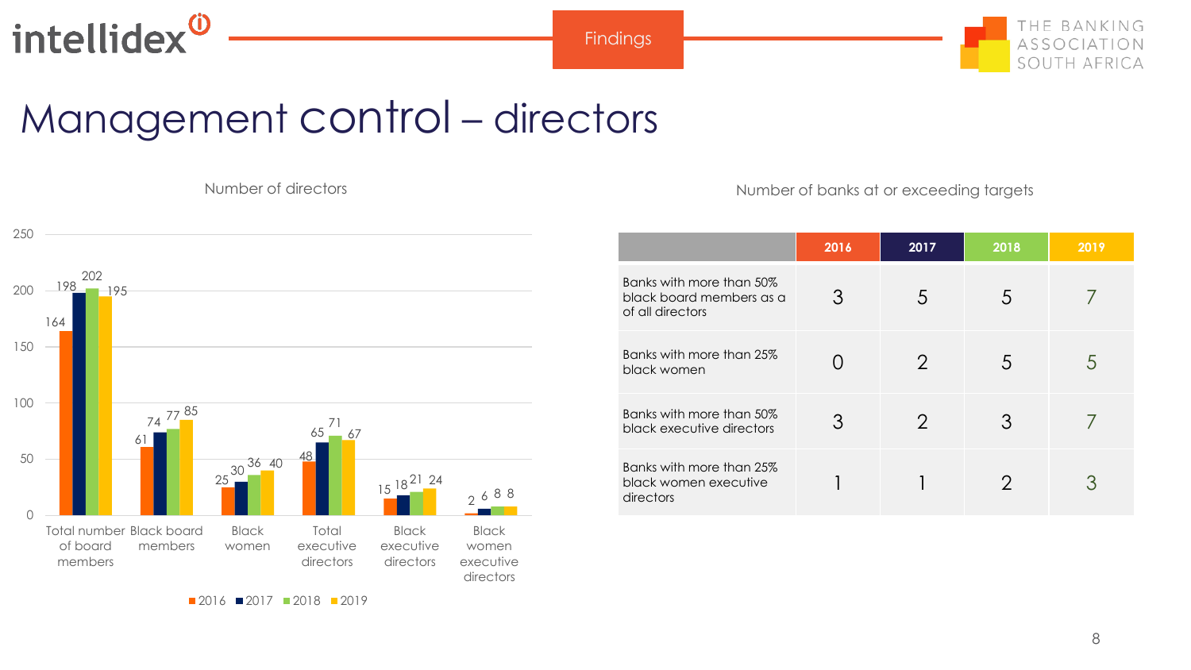Findings

# Management control – directors

Number of directors

250
200
150
100
50
0

Total number of board members: 164, 198, 202, 195
Black board members: 61, 74, 77, 85
Black women: 25, 30, 36, 40
Total executive directors: 48, 65, 71, 67
Black executive directors: 15, 18, 21, 24
Black women executive directors: 2, 6, 8, 8

2016 2017 2018 2019

Number of banks at or exceeding targets

| | 2016 | 2017 | 2018 | 2019 |
|---|---|---|---|---|
| Banks with more than 50% black board members as a of all directors | 3 | 5 | 5 | 7 |
| Banks with more than 25% black women | 0 | 2 | 5 | 5 |
| Banks with more than 50% black executive directors | 3 | 2 | 3 | 7 |
| Banks with more than 25% black women executive directors | 1 | 1 | 2 | 3 |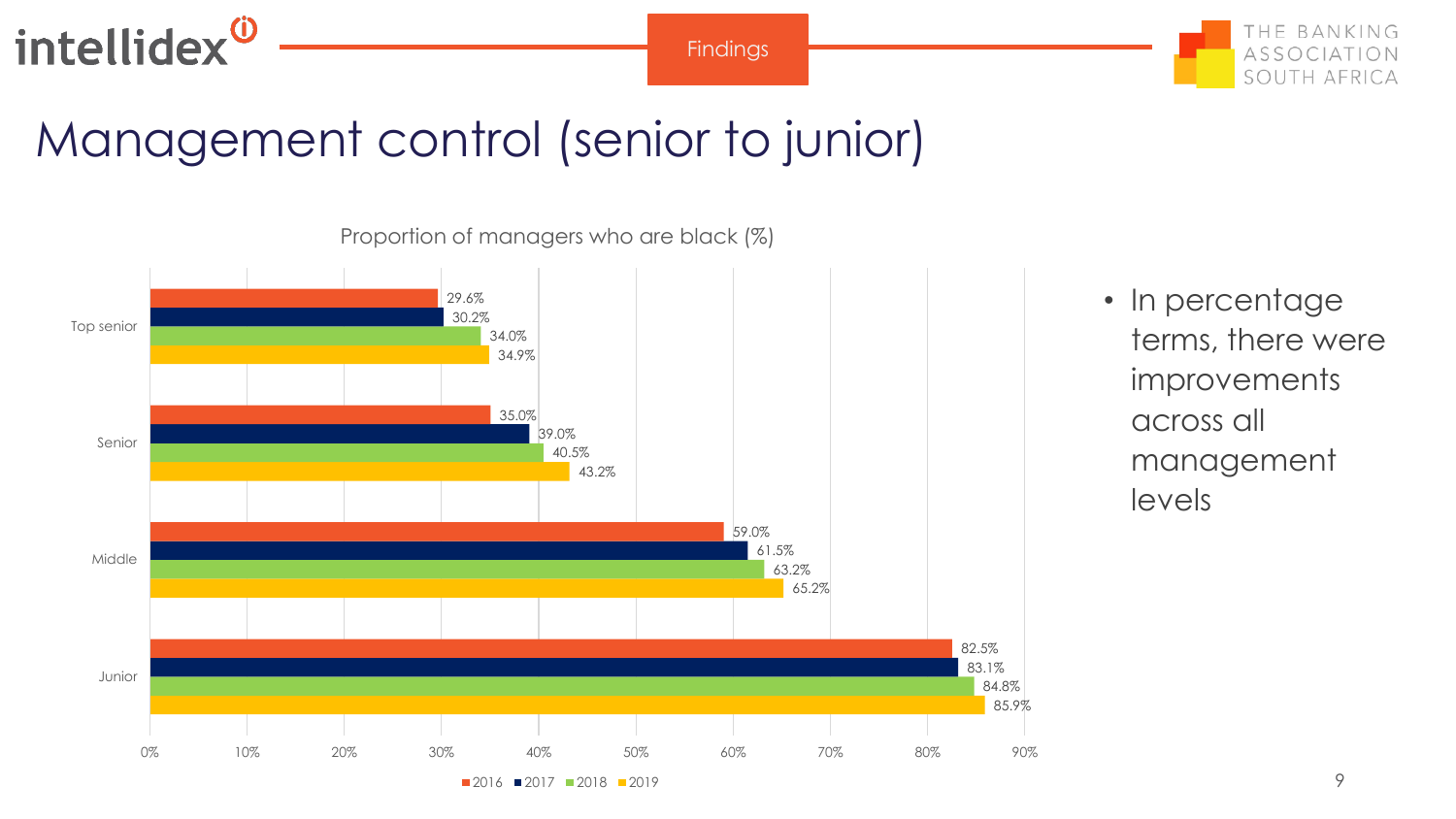Findings

# Management control (senior to junior)

Proportion of managers who are black (%)

Top senior
29.6%
30.2%
34.0%
34.9%

Senior
35.0%
39.0%
40.5%
43.2%

Middle
59.0%
61.5%
63.2%
65.2%

Junior
82.5%
83.1%
84.8%
85.9%

0% 10% 20% 30% 40% 50% 60% 70% 80% 90%

2016 2017 2018 2019

- In percentage terms, there were improvements across all management levels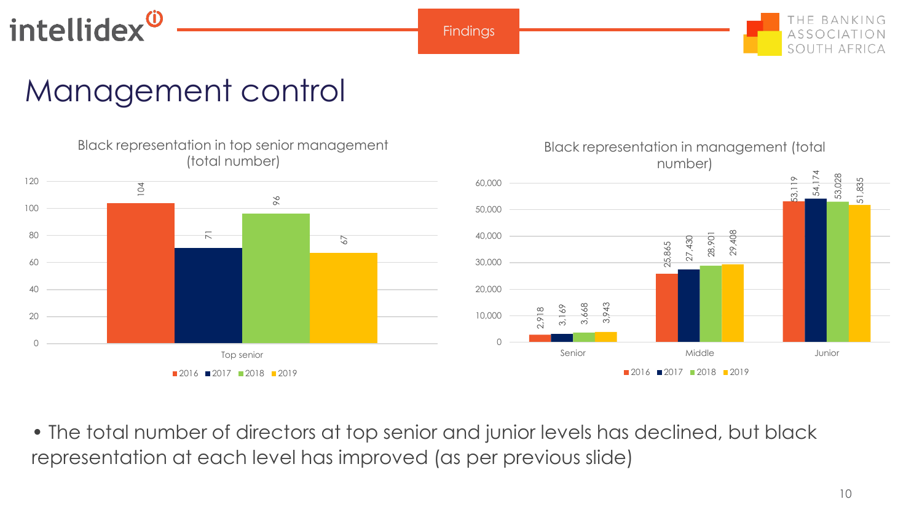Findings

# Management control

Black representation in top senior management (total number)

120
100
80
60
40
20
0

104
71
96
67

Top senior

2016 2017 2018 2019

Black representation in management (total number)

60,000
50,000
40,000
30,000
20,000
10,000
0

2,918
3,169
3,668
3,943
25,865
27,430
28,901
29,408
53,119
54,174
53,028
51,835

Senior
Middle
Junior

2016 2017 2018 2019

- The total number of directors at top senior and junior levels has declined, but black representation at each level has improved (as per previous slide)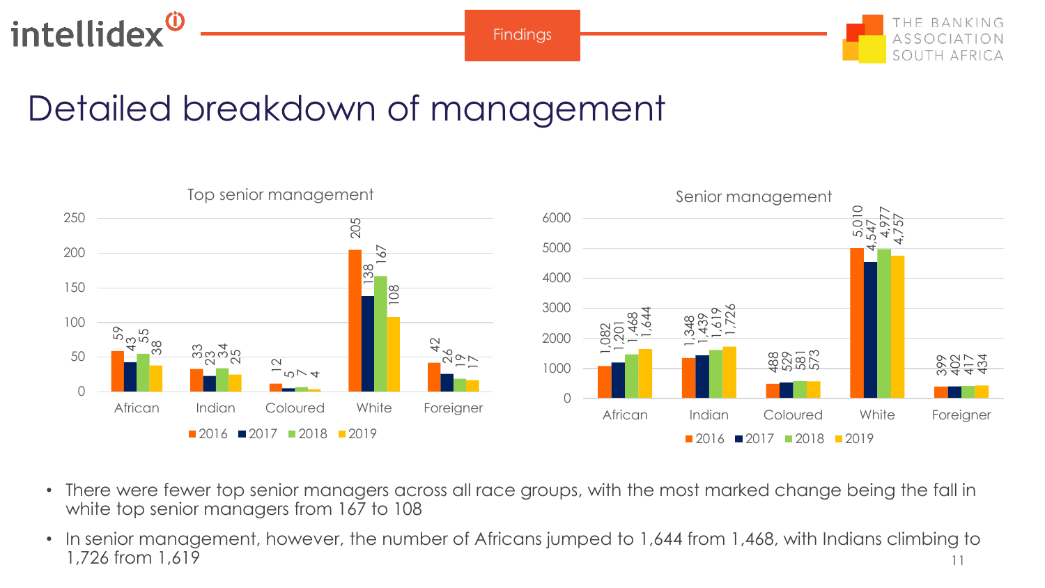# Detailed breakdown of management

Top senior management

250
200
150
100
50
0

African: 59, 43, 55, 38
Indian: 33, 23, 34, 25
Coloured: 12, 5, 7, 4
White: 205, 138, 167, 108
Foreigner: 42, 26, 19, 17

2016 2017 2018 2019

Senior management

6000
5000
4000
3000
2000
1000
0

African: 1,082, 1,201, 1,468, 1,644
Indian: 1,348, 1,439, 1,619, 1,726
Coloured: 488, 529, 581, 573
White: 5,010, 4,547, 4,977, 4,757
Foreigner: 399, 402, 417, 434

2016 2017 2018 2019

- There were fewer top senior managers across all race groups, with the most marked change being the fall in white top senior managers from 167 to 108
- In senior management, however, the number of Africans jumped to 1,644 from 1,468, with Indians climbing to 1,726 from 1,619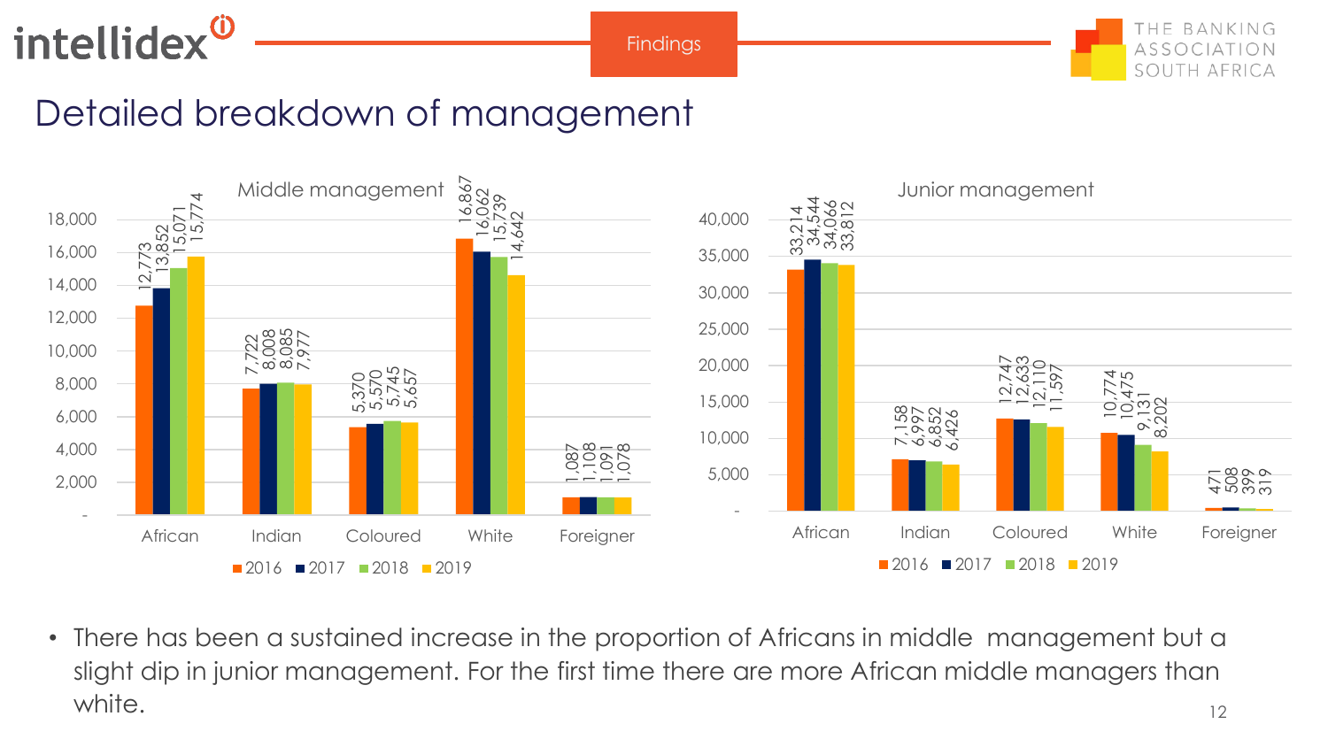Findings

# Detailed breakdown of management

Middle management

18,000
16,000
14,000
12,000
10,000
8,000
6,000
4,000
2,000
-

African: 12,773 13,852 15,071 15,774
Indian: 7,722 8,008 8,085 7,977
Coloured: 5,370 5,570 5,745 5,657
White: 16,867 16,062 15,739 14,642
Foreigner: 1,087 1,108 1,091 1,078

2016 2017 2018 2019

Junior management

40,000
35,000
30,000
25,000
20,000
15,000
10,000
5,000
-

African: 33,214 34,544 34,066 33,812
Indian: 7,158 6,997 6,852 6,426
Coloured: 12,747 12,633 12,110 11,597
White: 10,774 10,475 9,131 8,202
Foreigner: 471 508 399 319

2016 2017 2018 2019

- There has been a sustained increase in the proportion of Africans in middle management but a slight dip in junior management. For the first time there are more African middle managers than white.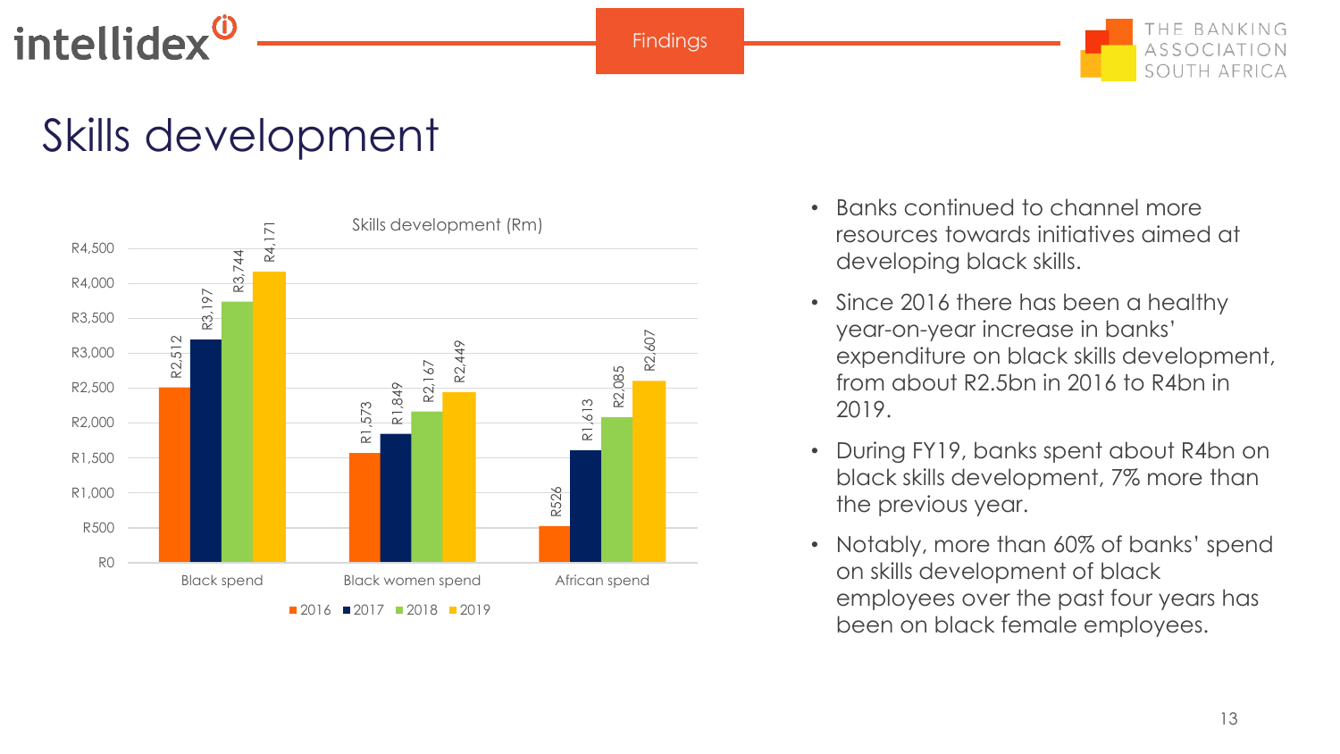# Skills development

Skills development (Rm)

R4,500
R4,000
R3,500
R3,000
R2,500
R2,000
R1,500
R1,000
R500
R0

R2,512 R3,197 R3,744 R4,171

R1,573 R1,849 R2,167 R2,449

R526 R1,613 R2,085 R2,607

Black spend
Black women spend
African spend

2016 2017 2018 2019

- Banks continued to channel more resources towards initiatives aimed at developing black skills.
- Since 2016 there has been a healthy year-on-year increase in banks' expenditure on black skills development, from about R2.5bn in 2016 to R4bn in 2019.
- During FY19, banks spent about R4bn on black skills development, 7% more than the previous year.
- Notably, more than 60% of banks' spend on skills development of black employees over the past four years has been on black female employees.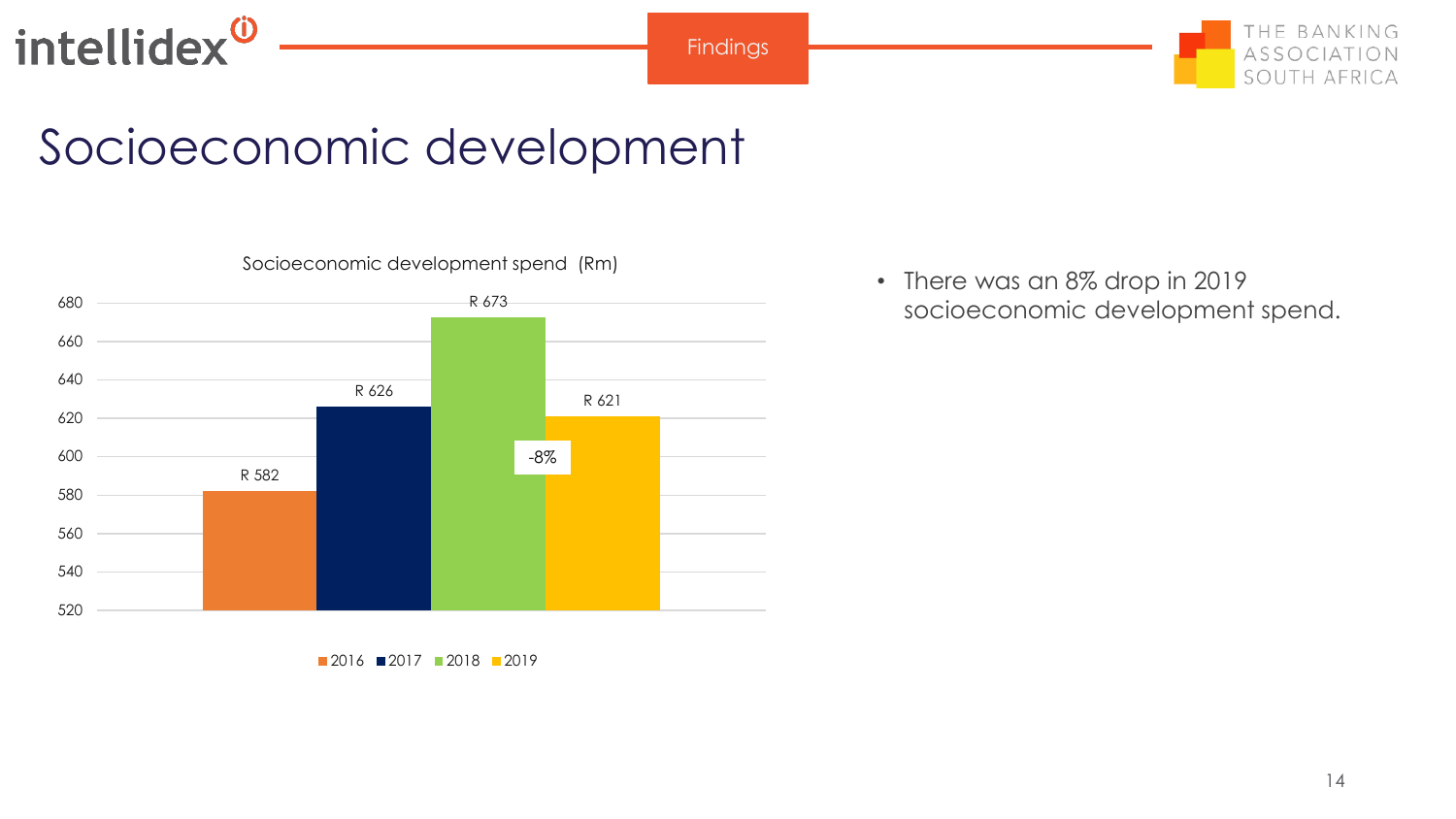# Socioeconomic development

Socioeconomic development spend (Rm)

680
660
640
620
600
580
560
540
520

R 582
R 626
R 673
R 621
-8%

2016 2017 2018 2019

- There was an 8% drop in 2019 socioeconomic development spend.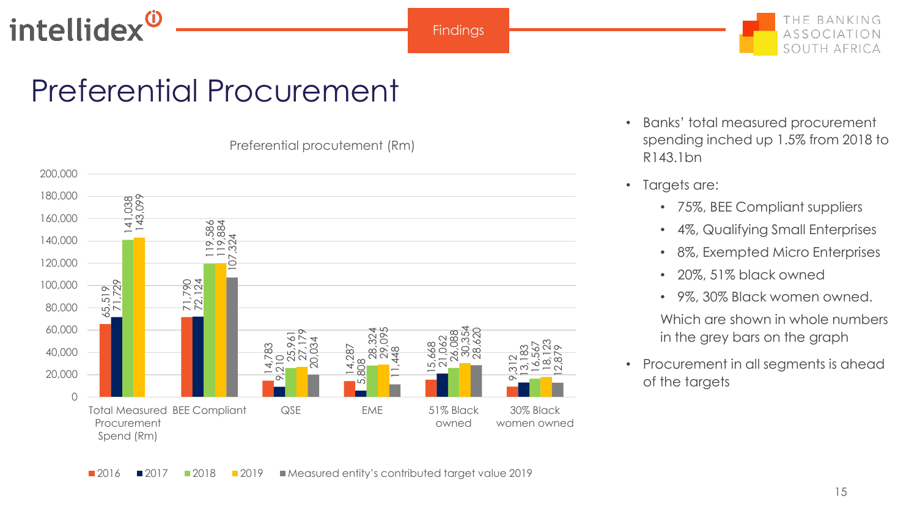# Preferential Procurement

Preferential procutement (Rm)

200,000
180,000
160,000
140,000
120,000
100,000
80,000
60,000
40,000
20,000
0

Total Measured Procurement Spend (Rm): 65,519 71,729 141,038 143,099

BEE Compliant: 71,790 72,124 119,586 119,884 107,324

QSE: 14,783 9,210 25,961 27,179 20,034

EME: 14,287 5,808 28,324 29,095 11,448

51% Black owned: 15,668 21,062 26,088 30,354 28,620

30% Black women owned: 9,312 13,183 16,567 18,123 12,879

2016 2017 2018 2019 Measured entity's contributed target value 2019

- Banks' total measured procurement spending inched up 1.5% from 2018 to R143.1bn
- Targets are:
  - 75%, BEE Compliant suppliers
  - 4%, Qualifying Small Enterprises
  - 8%, Exempted Micro Enterprises
  - 20%, 51% black owned
  - 9%, 30% Black women owned.

  Which are shown in whole numbers in the grey bars on the graph
- Procurement in all segments is ahead of the targets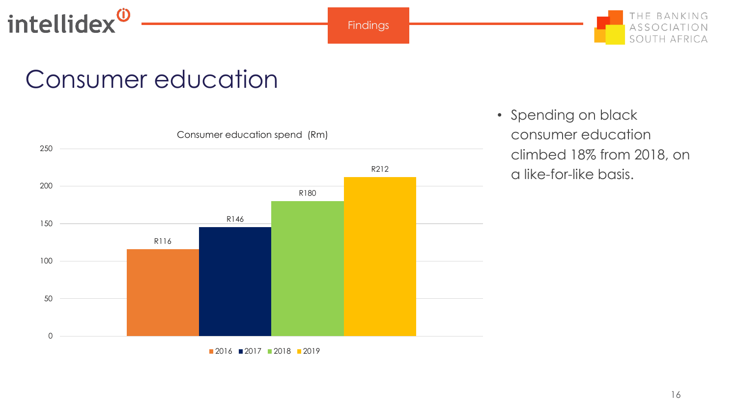# Consumer education

Consumer education spend (Rm)

250
200
150
100
50
0

R116
R146
R180
R212

2016 2017 2018 2019

- Spending on black consumer education climbed 18% from 2018, on a like-for-like basis.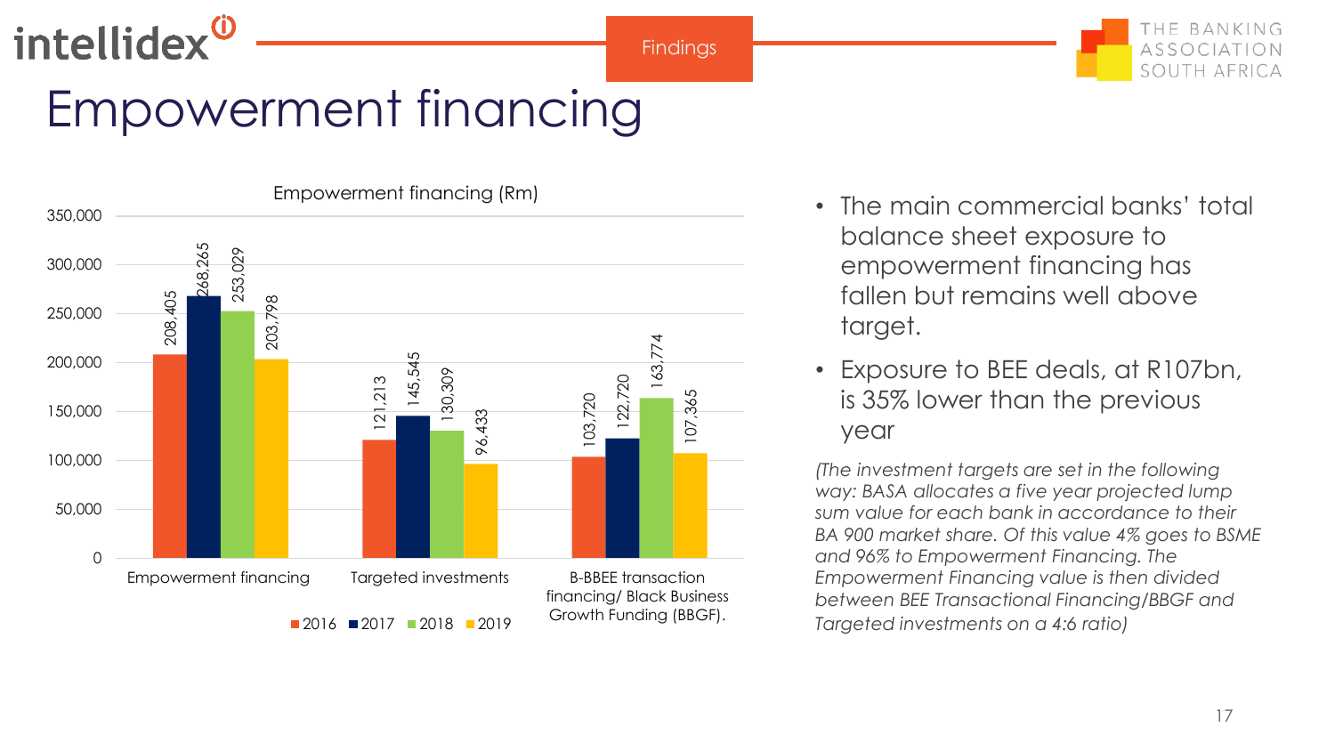Findings

# Empowerment financing

Empowerment financing (Rm)

350,000
300,000
250,000
200,000
150,000
100,000
50,000
0

Empowerment financing: 208,405 268,265 253,029 203,798

Targeted investments: 121,213 145,545 130,309 96,433

B-BBEE transaction financing/ Black Business Growth Funding (BBGF).: 103,720 122,720 163,774 107,365

2016 2017 2018 2019

- The main commercial banks' total balance sheet exposure to empowerment financing has fallen but remains well above target.
- Exposure to BEE deals, at R107bn, is 35% lower than the previous year

*(The investment targets are set in the following way: BASA allocates a five year projected lump sum value for each bank in accordance to their BA 900 market share. Of this value 4% goes to BSME and 96% to Empowerment Financing. The Empowerment Financing value is then divided between BEE Transactional Financing/BBGF and Targeted investments on a 4:6 ratio)*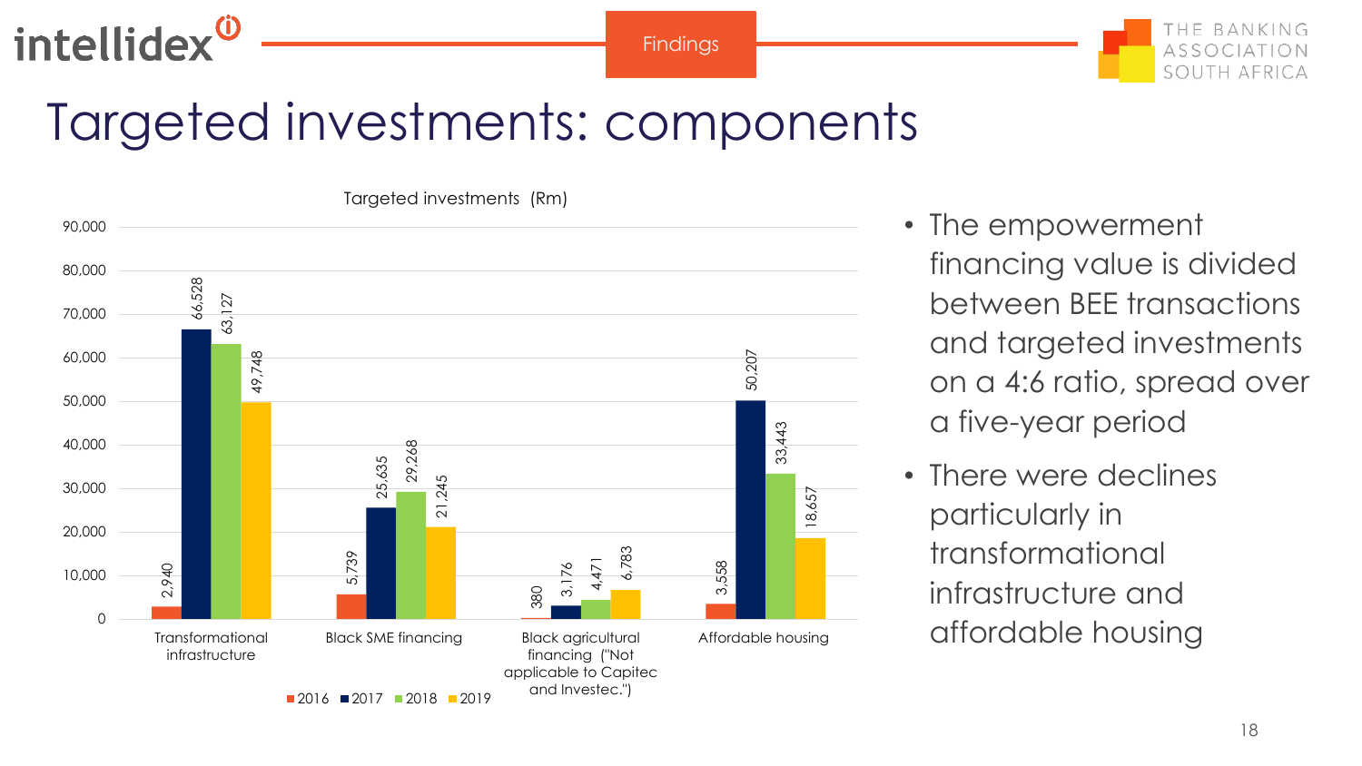# Targeted investments: components

Targeted investments (Rm)

90,000
80,000
70,000
60,000
50,000
40,000
30,000
20,000
10,000
0

Transformational infrastructure: 2,940; 66,528; 63,127; 49,748

Black SME financing: 5,739; 25,635; 29,268; 21,245

Black agricultural financing ("Not applicable to Capitec and Investec."): 380; 3,176; 4,471; 6,783

Affordable housing: 3,558; 50,207; 33,443; 18,657

2016 2017 2018 2019

- The empowerment financing value is divided between BEE transactions and targeted investments on a 4:6 ratio, spread over a five-year period
- There were declines particularly in transformational infrastructure and affordable housing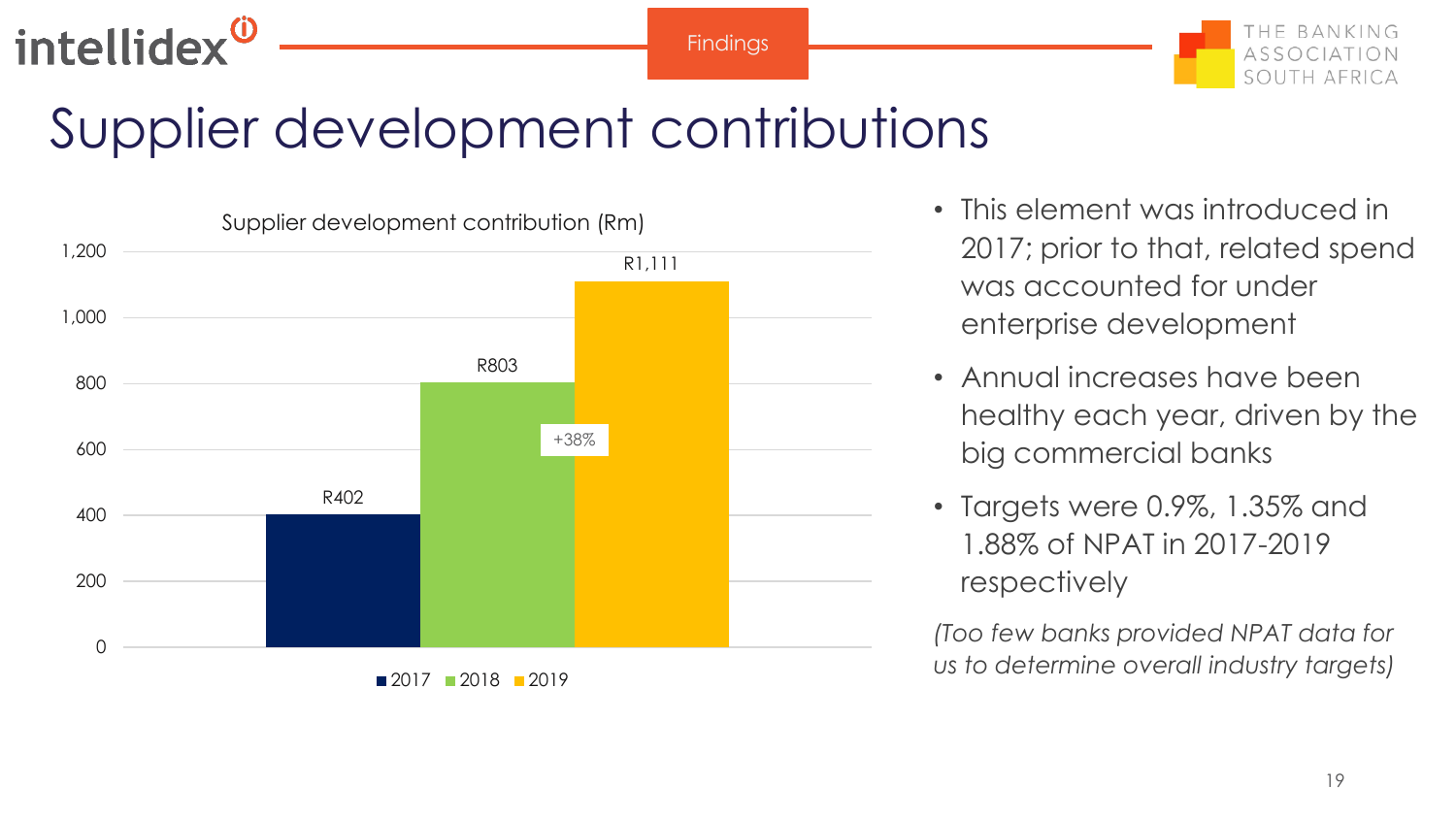# Supplier development contributions

**Supplier development contribution (Rm)**

| Year | Contribution (Rm) |
|---|---|
| 2017 | R402 |
| 2018 | R803 |
| 2019 | R1,111 |

+38%

- This element was introduced in 2017; prior to that, related spend was accounted for under enterprise development
- Annual increases have been healthy each year, driven by the big commercial banks
- Targets were 0.9%, 1.35% and 1.88% of NPAT in 2017-2019 respectively

*(Too few banks provided NPAT data for us to determine overall industry targets)*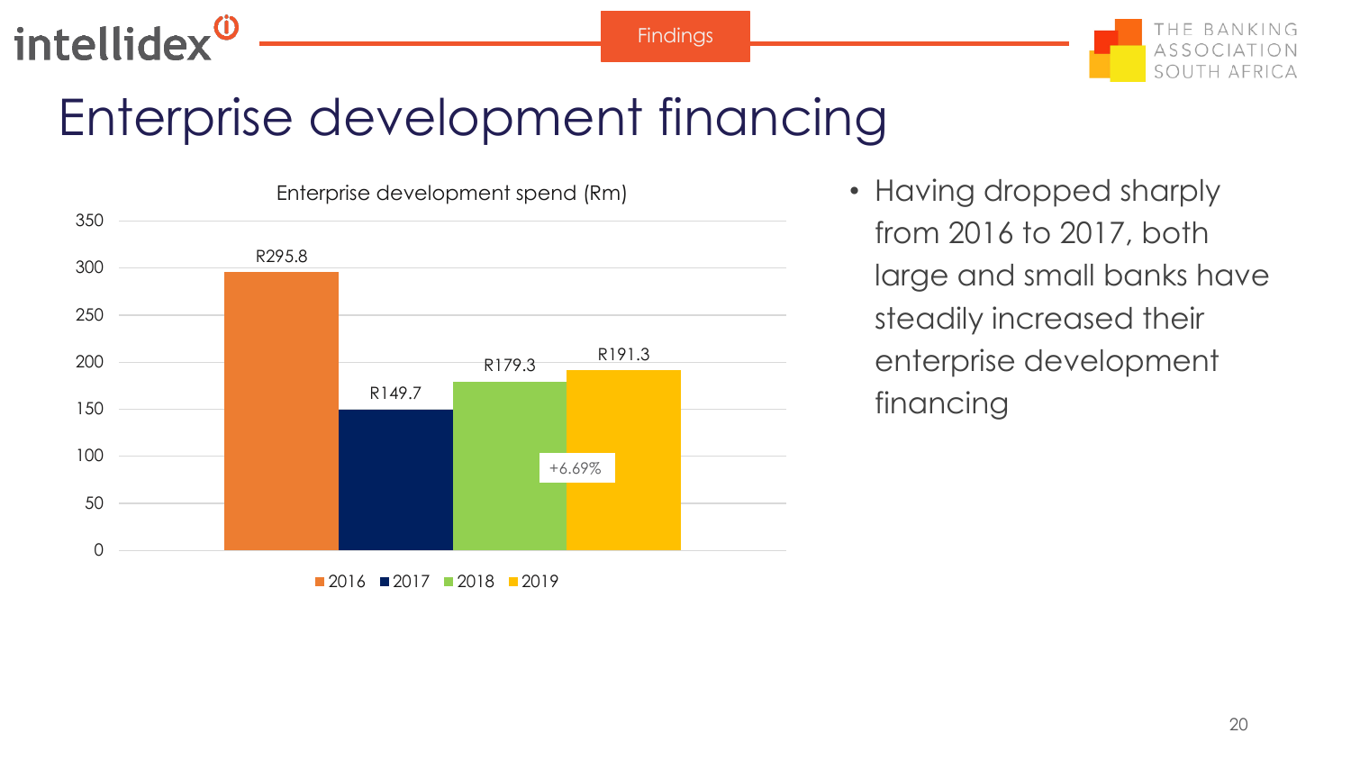Findings

# Enterprise development financing

Enterprise development spend (Rm)

350
300
250
200
150
100
50
0

R295.8
R149.7
R179.3
R191.3
+6.69%

2016 2017 2018 2019

- Having dropped sharply from 2016 to 2017, both large and small banks have steadily increased their enterprise development financing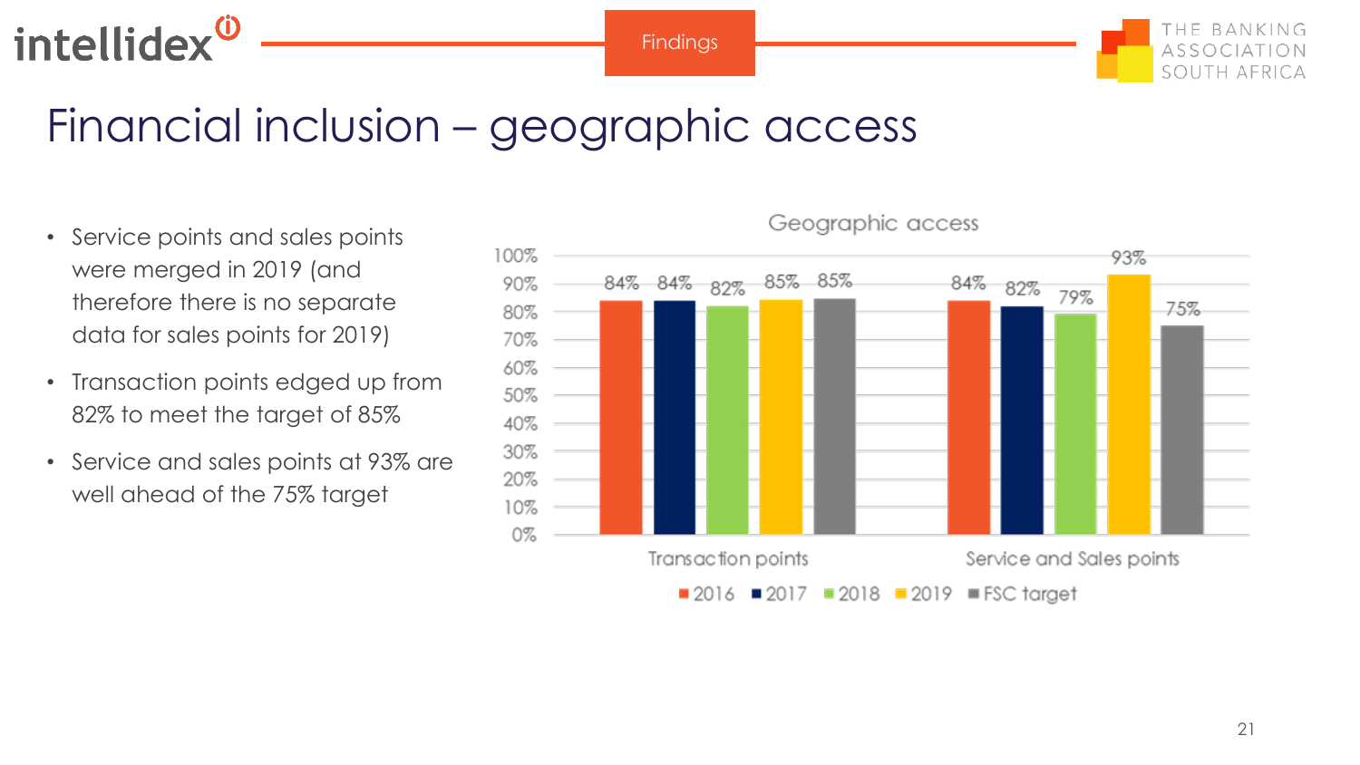# Financial inclusion – geographic access

- Service points and sales points were merged in 2019 (and therefore there is no separate data for sales points for 2019)
- Transaction points edged up from 82% to meet the target of 85%
- Service and sales points at 93% are well ahead of the 75% target

Geographic access

100%
90%
80%
70%
60%
50%
40%
30%
20%
10%
0%

Transaction points: 84% 84% 82% 85% 85%

Service and Sales points: 84% 82% 79% 93% 75%

2016 2017 2018 2019 FSC target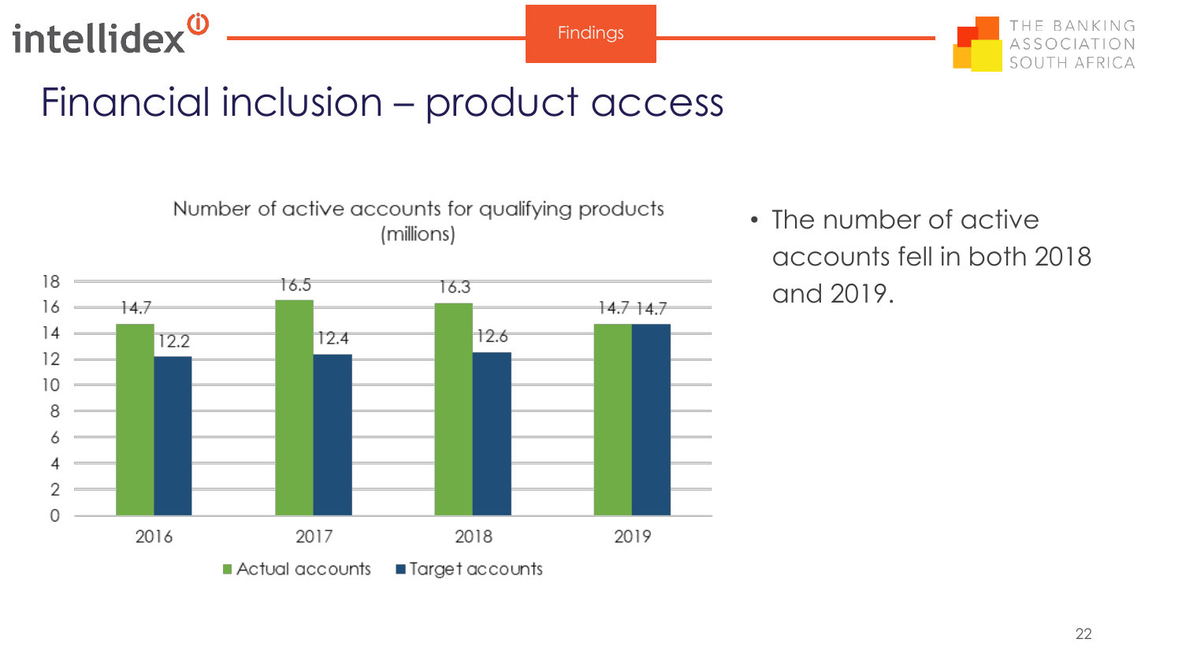# Financial inclusion – product access

Number of active accounts for qualifying products (millions)

18
16
14
12
10
8
6
4
2
0

14.7 12.2
16.5 12.4
16.3 12.6
14.7 14.7

2016 2017 2018 2019

Actual accounts
Target accounts

- The number of active accounts fell in both 2018 and 2019.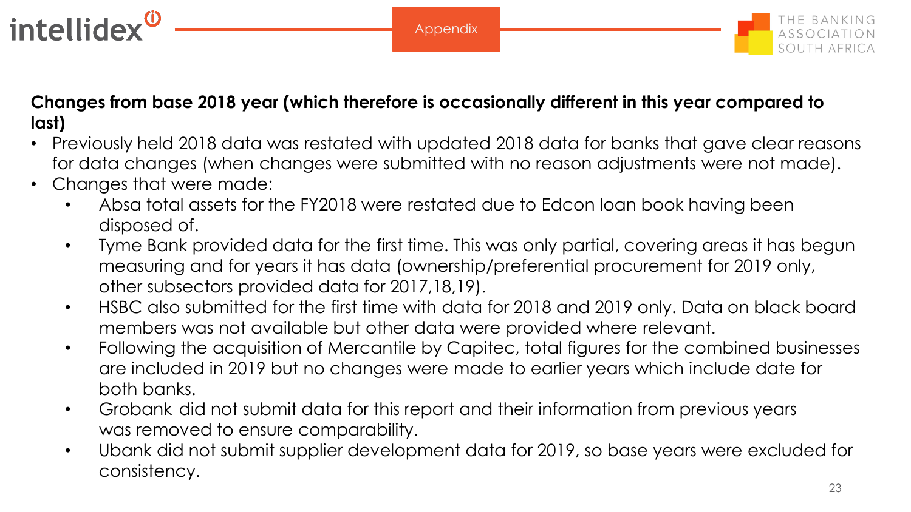**Changes from base 2018 year (which therefore is occasionally different in this year compared to last)**

- Previously held 2018 data was restated with updated 2018 data for banks that gave clear reasons for data changes (when changes were submitted with no reason adjustments were not made).
- Changes that were made:
  - Absa total assets for the FY2018 were restated due to Edcon loan book having been disposed of.
  - Tyme Bank provided data for the first time. This was only partial, covering areas it has begun measuring and for years it has data (ownership/preferential procurement for 2019 only, other subsectors provided data for 2017,18,19).
  - HSBC also submitted for the first time with data for 2018 and 2019 only. Data on black board members was not available but other data were provided where relevant.
  - Following the acquisition of Mercantile by Capitec, total figures for the combined businesses are included in 2019 but no changes were made to earlier years which include date for both banks.
  - Grobank did not submit data for this report and their information from previous years was removed to ensure comparability.
  - Ubank did not submit supplier development data for 2019, so base years were excluded for consistency.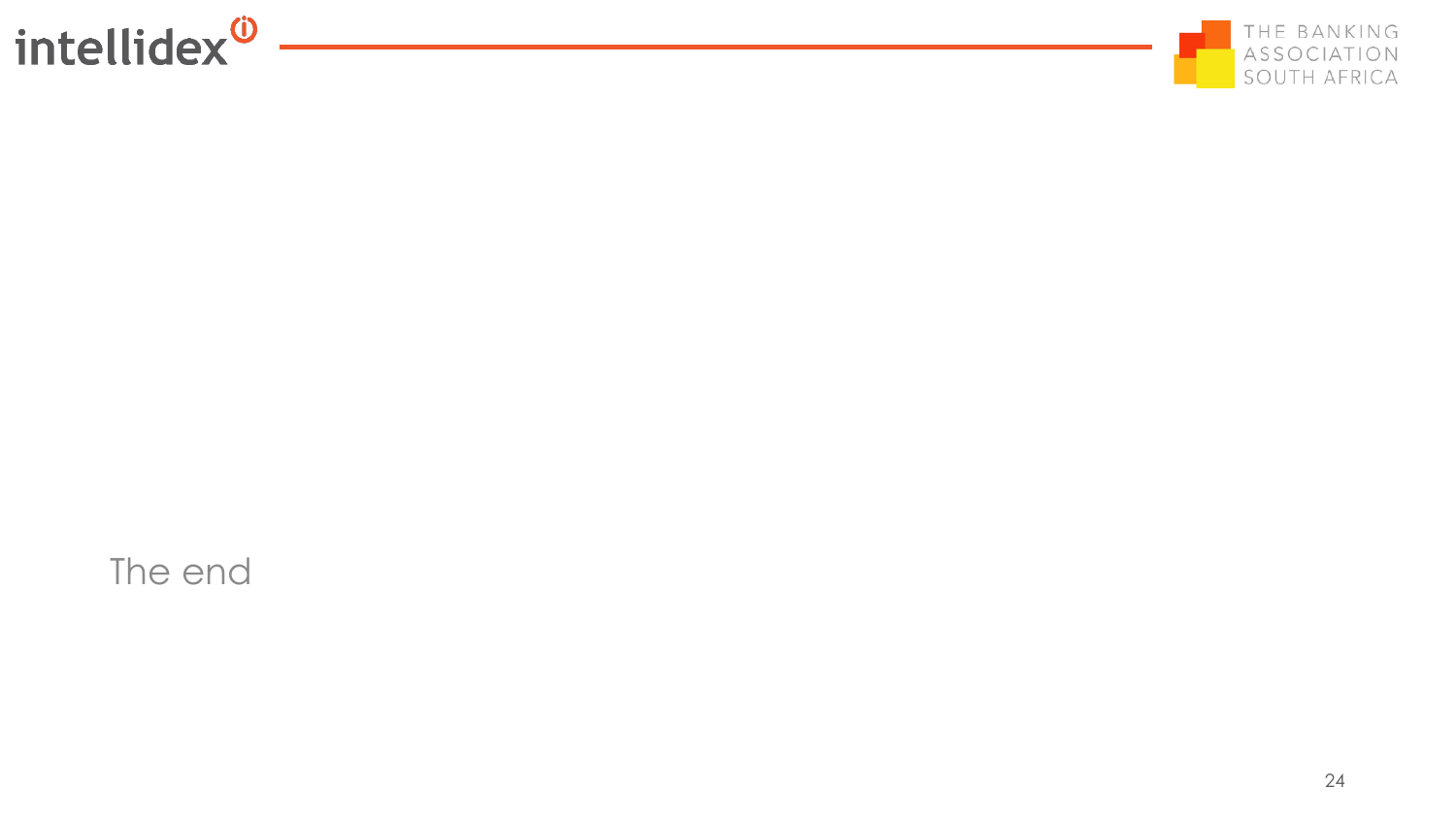The end